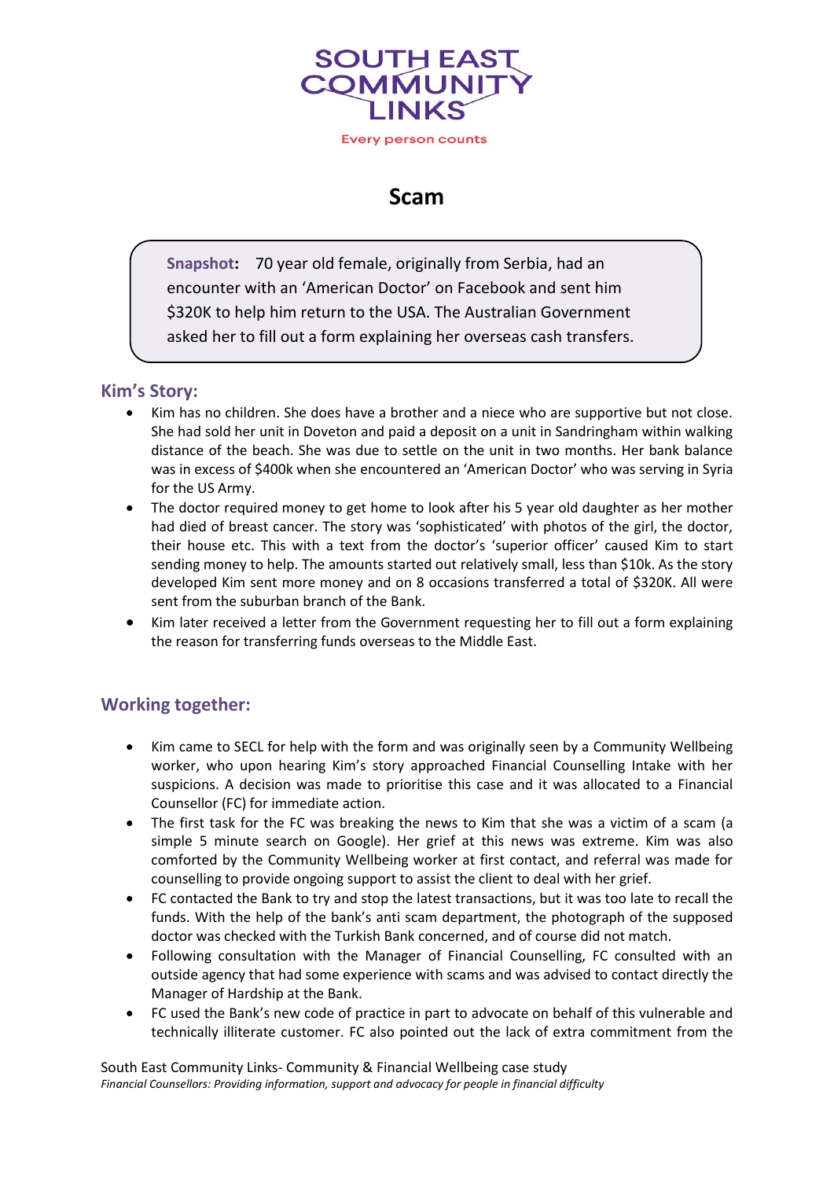SOUTH EAST COMMUNITY LINKS

Every person counts

# Scam

**Snapshot:** 70 year old female, originally from Serbia, had an encounter with an 'American Doctor' on Facebook and sent him $320K to help him return to the USA. The Australian Government asked her to fill out a form explaining her overseas cash transfers.

## Kim's Story:

- Kim has no children. She does have a brother and a niece who are supportive but not close. She had sold her unit in Doveton and paid a deposit on a unit in Sandringham within walking distance of the beach. She was due to settle on the unit in two months. Her bank balance was in excess of $400k when she encountered an 'American Doctor' who was serving in Syria for the US Army.
- The doctor required money to get home to look after his 5 year old daughter as her mother had died of breast cancer. The story was 'sophisticated' with photos of the girl, the doctor, their house etc. This with a text from the doctor's 'superior officer' caused Kim to start sending money to help. The amounts started out relatively small, less than $10k. As the story developed Kim sent more money and on 8 occasions transferred a total of $320K. All were sent from the suburban branch of the Bank.
- Kim later received a letter from the Government requesting her to fill out a form explaining the reason for transferring funds overseas to the Middle East.

## Working together:

- Kim came to SECL for help with the form and was originally seen by a Community Wellbeing worker, who upon hearing Kim's story approached Financial Counselling Intake with her suspicions. A decision was made to prioritise this case and it was allocated to a Financial Counsellor (FC) for immediate action.
- The first task for the FC was breaking the news to Kim that she was a victim of a scam (a simple 5 minute search on Google). Her grief at this news was extreme. Kim was also comforted by the Community Wellbeing worker at first contact, and referral was made for counselling to provide ongoing support to assist the client to deal with her grief.
- FC contacted the Bank to try and stop the latest transactions, but it was too late to recall the funds. With the help of the bank's anti scam department, the photograph of the supposed doctor was checked with the Turkish Bank concerned, and of course did not match.
- Following consultation with the Manager of Financial Counselling, FC consulted with an outside agency that had some experience with scams and was advised to contact directly the Manager of Hardship at the Bank.
- FC used the Bank's new code of practice in part to advocate on behalf of this vulnerable and technically illiterate customer. FC also pointed out the lack of extra commitment from the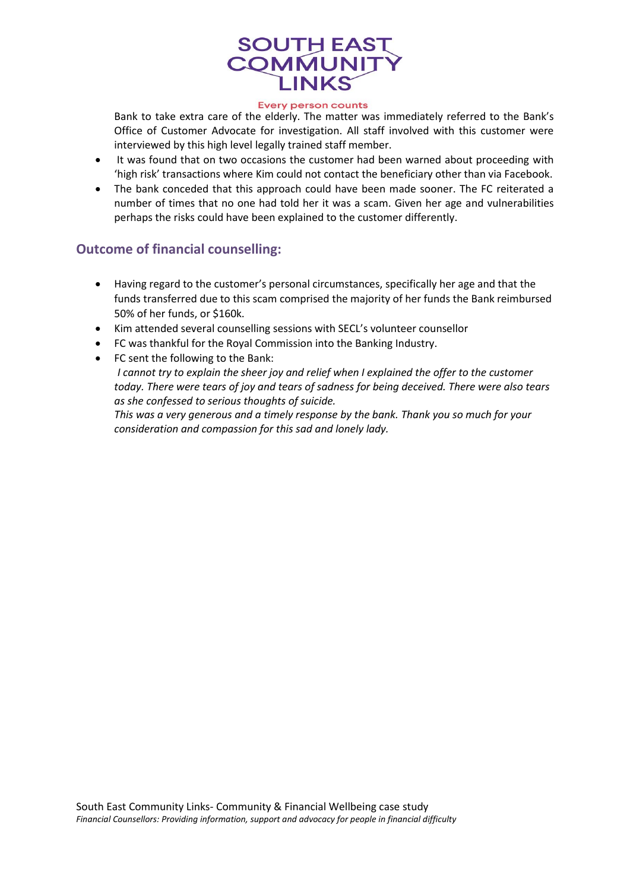Bank to take extra care of the elderly. The matter was immediately referred to the Bank's Office of Customer Advocate for investigation. All staff involved with this customer were interviewed by this high level legally trained staff member.

- It was found that on two occasions the customer had been warned about proceeding with 'high risk' transactions where Kim could not contact the beneficiary other than via Facebook.
- The bank conceded that this approach could have been made sooner. The FC reiterated a number of times that no one had told her it was a scam. Given her age and vulnerabilities perhaps the risks could have been explained to the customer differently.

## Outcome of financial counselling:

- Having regard to the customer's personal circumstances, specifically her age and that the funds transferred due to this scam comprised the majority of her funds the Bank reimbursed 50% of her funds, or $160k.
- Kim attended several counselling sessions with SECL's volunteer counsellor
- FC was thankful for the Royal Commission into the Banking Industry.
- FC sent the following to the Bank:
  *I cannot try to explain the sheer joy and relief when I explained the offer to the customer today. There were tears of joy and tears of sadness for being deceived. There were also tears as she confessed to serious thoughts of suicide.*
  *This was a very generous and a timely response by the bank. Thank you so much for your consideration and compassion for this sad and lonely lady.*